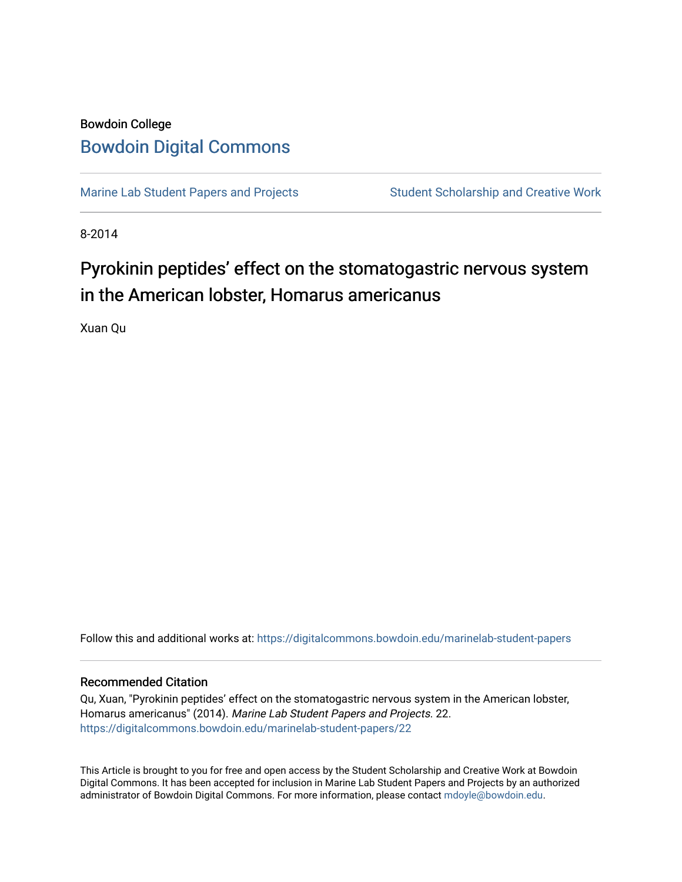Bowdoin College

# Bowdoin Digital Commons

Marine Lab Student Papers and Projects

Student Scholarship and Creative Work

8-2014

# Pyrokinin peptides' effect on the stomatogastric nervous system in the American lobster, Homarus americanus

Xuan Qu

Follow this and additional works at: https://digitalcommons.bowdoin.edu/marinelab-student-papers

## Recommended Citation

Qu, Xuan, "Pyrokinin peptides' effect on the stomatogastric nervous system in the American lobster, Homarus americanus" (2014). *Marine Lab Student Papers and Projects*. 22.
https://digitalcommons.bowdoin.edu/marinelab-student-papers/22

This Article is brought to you for free and open access by the Student Scholarship and Creative Work at Bowdoin Digital Commons. It has been accepted for inclusion in Marine Lab Student Papers and Projects by an authorized administrator of Bowdoin Digital Commons. For more information, please contact mdoyle@bowdoin.edu.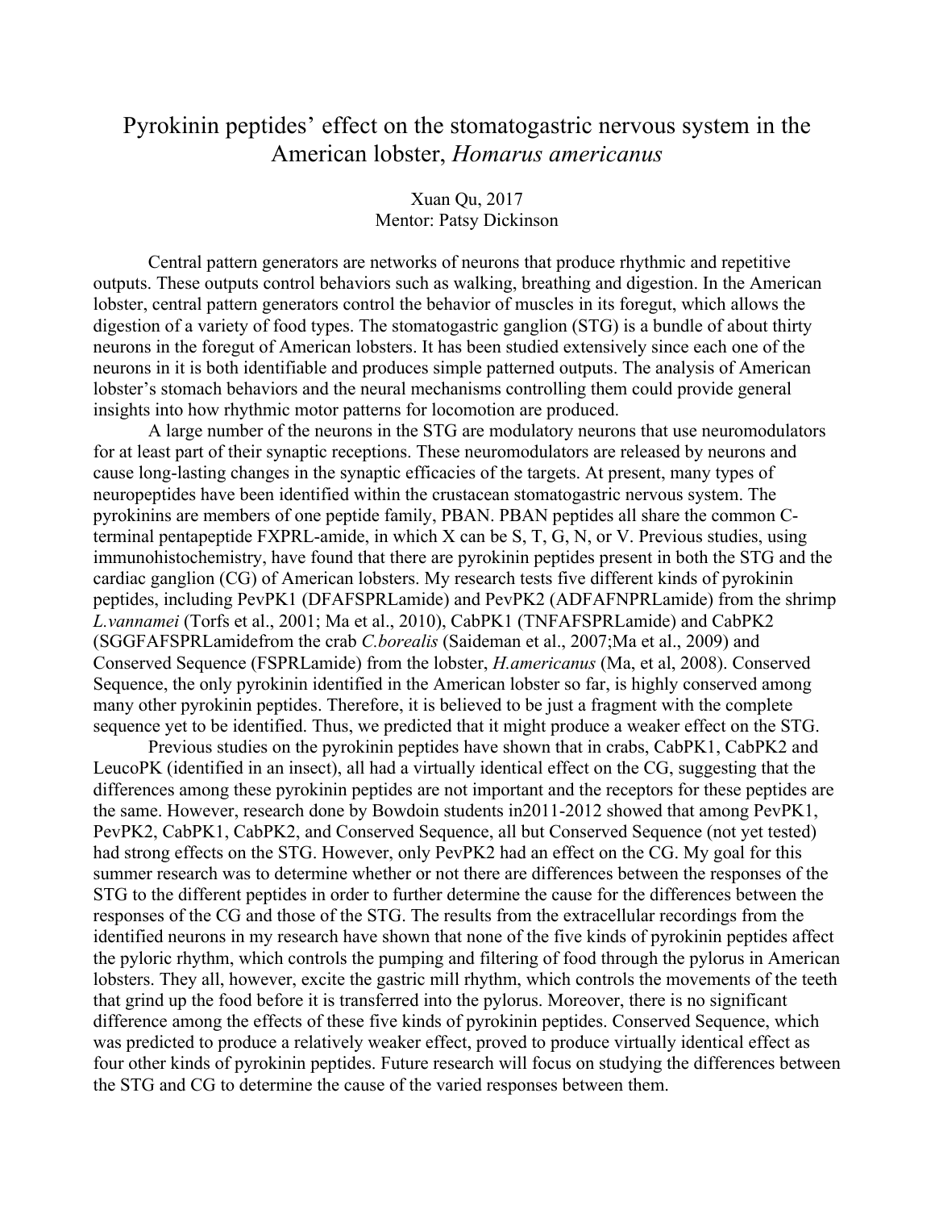# Pyrokinin peptides' effect on the stomatogastric nervous system in the American lobster, *Homarus americanus*

Xuan Qu, 2017
Mentor: Patsy Dickinson

Central pattern generators are networks of neurons that produce rhythmic and repetitive outputs. These outputs control behaviors such as walking, breathing and digestion. In the American lobster, central pattern generators control the behavior of muscles in its foregut, which allows the digestion of a variety of food types. The stomatogastric ganglion (STG) is a bundle of about thirty neurons in the foregut of American lobsters. It has been studied extensively since each one of the neurons in it is both identifiable and produces simple patterned outputs. The analysis of American lobster's stomach behaviors and the neural mechanisms controlling them could provide general insights into how rhythmic motor patterns for locomotion are produced.

A large number of the neurons in the STG are modulatory neurons that use neuromodulators for at least part of their synaptic receptions. These neuromodulators are released by neurons and cause long-lasting changes in the synaptic efficacies of the targets. At present, many types of neuropeptides have been identified within the crustacean stomatogastric nervous system. The pyrokinins are members of one peptide family, PBAN. PBAN peptides all share the common C-terminal pentapeptide FXPRL-amide, in which X can be S, T, G, N, or V. Previous studies, using immunohistochemistry, have found that there are pyrokinin peptides present in both the STG and the cardiac ganglion (CG) of American lobsters. My research tests five different kinds of pyrokinin peptides, including PevPK1 (DFAFSPRLamide) and PevPK2 (ADFAFNPRLamide) from the shrimp *L.vannamei* (Torfs et al., 2001; Ma et al., 2010), CabPK1 (TNFAFSPRLamide) and CabPK2 (SGGFAFSPRLamidefrom the crab *C.borealis* (Saideman et al., 2007;Ma et al., 2009) and Conserved Sequence (FSPRLamide) from the lobster, *H.americanus* (Ma, et al, 2008). Conserved Sequence, the only pyrokinin identified in the American lobster so far, is highly conserved among many other pyrokinin peptides. Therefore, it is believed to be just a fragment with the complete sequence yet to be identified. Thus, we predicted that it might produce a weaker effect on the STG.

Previous studies on the pyrokinin peptides have shown that in crabs, CabPK1, CabPK2 and LeucoPK (identified in an insect), all had a virtually identical effect on the CG, suggesting that the differences among these pyrokinin peptides are not important and the receptors for these peptides are the same. However, research done by Bowdoin students in2011-2012 showed that among PevPK1, PevPK2, CabPK1, CabPK2, and Conserved Sequence, all but Conserved Sequence (not yet tested) had strong effects on the STG. However, only PevPK2 had an effect on the CG. My goal for this summer research was to determine whether or not there are differences between the responses of the STG to the different peptides in order to further determine the cause for the differences between the responses of the CG and those of the STG. The results from the extracellular recordings from the identified neurons in my research have shown that none of the five kinds of pyrokinin peptides affect the pyloric rhythm, which controls the pumping and filtering of food through the pylorus in American lobsters. They all, however, excite the gastric mill rhythm, which controls the movements of the teeth that grind up the food before it is transferred into the pylorus. Moreover, there is no significant difference among the effects of these five kinds of pyrokinin peptides. Conserved Sequence, which was predicted to produce a relatively weaker effect, proved to produce virtually identical effect as four other kinds of pyrokinin peptides. Future research will focus on studying the differences between the STG and CG to determine the cause of the varied responses between them.